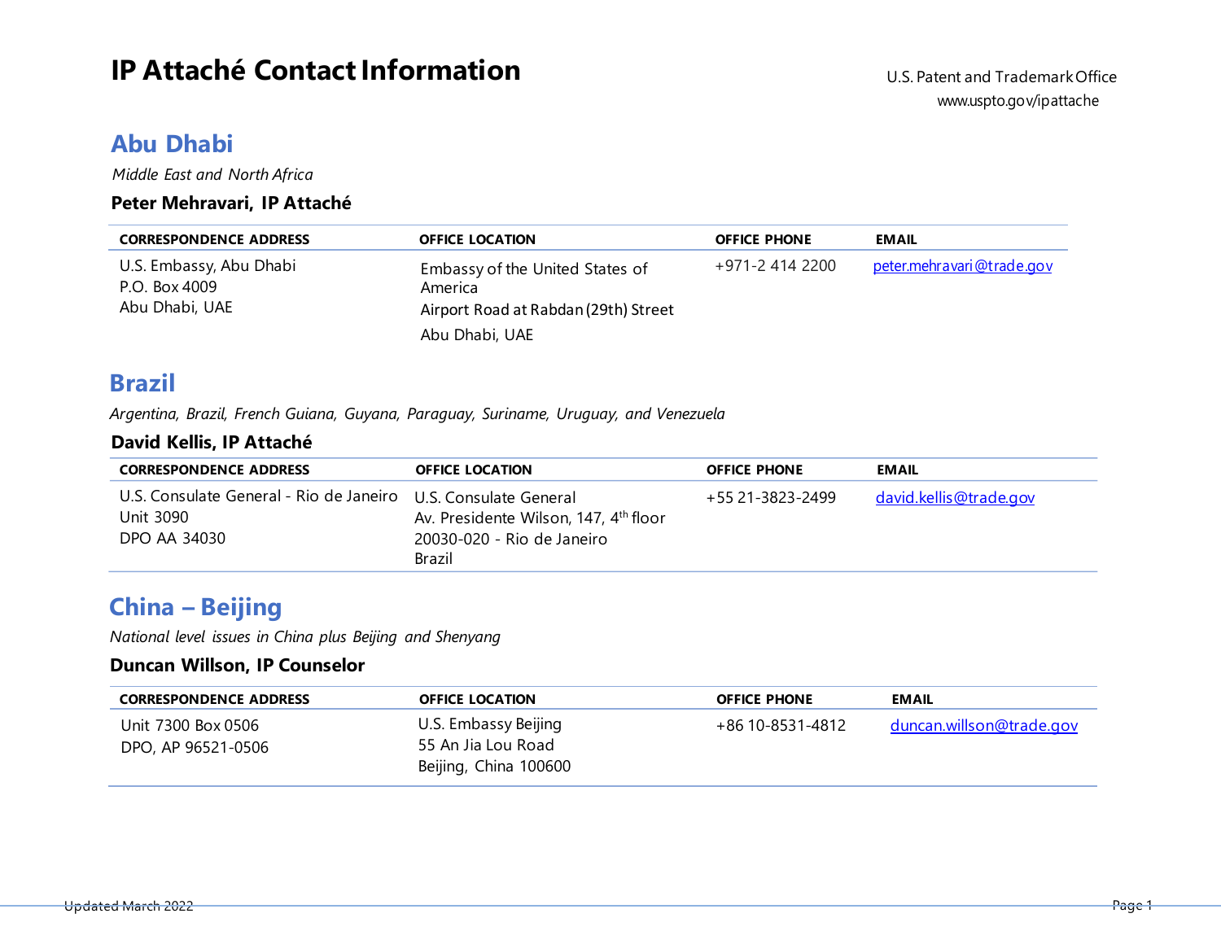# IP Attaché Contact Information

U.S. Patent and Trademark Office
www.uspto.gov/ipattache

## Abu Dhabi

*Middle East and North Africa*

**Peter Mehravari, IP Attaché**

| CORRESPONDENCE ADDRESS | OFFICE LOCATION | OFFICE PHONE | EMAIL |
|---|---|---|---|
| U.S. Embassy, Abu Dhabi<br>P.O. Box 4009<br>Abu Dhabi, UAE | Embassy of the United States of America<br>Airport Road at Rabdan (29th) Street<br>Abu Dhabi, UAE | +971-2 414 2200 | peter.mehravari@trade.gov |

## Brazil

*Argentina, Brazil, French Guiana, Guyana, Paraguay, Suriname, Uruguay, and Venezuela*

**David Kellis, IP Attaché**

| CORRESPONDENCE ADDRESS | OFFICE LOCATION | OFFICE PHONE | EMAIL |
|---|---|---|---|
| U.S. Consulate General - Rio de Janeiro<br>Unit 3090<br>DPO AA 34030 | U.S. Consulate General<br>Av. Presidente Wilson, 147, 4th floor<br>20030-020 - Rio de Janeiro<br>Brazil | +55 21-3823-2499 | david.kellis@trade.gov |

## China – Beijing

*National level issues in China plus Beijing and Shenyang*

**Duncan Willson, IP Counselor**

| CORRESPONDENCE ADDRESS | OFFICE LOCATION | OFFICE PHONE | EMAIL |
|---|---|---|---|
| Unit 7300 Box 0506<br>DPO, AP 96521-0506 | U.S. Embassy Beijing<br>55 An Jia Lou Road<br>Beijing, China 100600 | +86 10-8531-4812 | duncan.willson@trade.gov |

Updated March 2022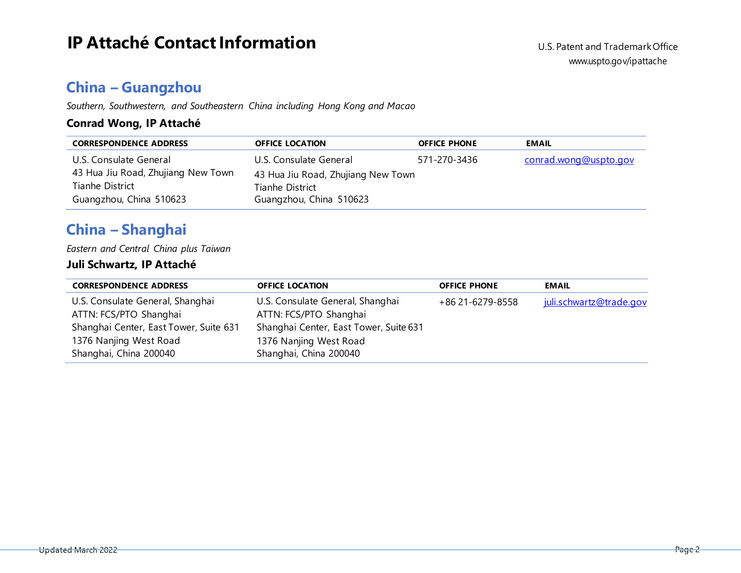# IP Attaché Contact Information

U.S. Patent and Trademark Office
www.uspto.gov/ipattache

## China – Guangzhou

*Southern, Southwestern, and Southeastern China including Hong Kong and Macao*

**Conrad Wong, IP Attaché**

| CORRESPONDENCE ADDRESS | OFFICE LOCATION | OFFICE PHONE | EMAIL |
|---|---|---|---|
| U.S. Consulate General<br>43 Hua Jiu Road, Zhujiang New Town<br>Tianhe District<br>Guangzhou, China 510623 | U.S. Consulate General<br>43 Hua Jiu Road, Zhujiang New Town<br>Tianhe District<br>Guangzhou, China 510623 | 571-270-3436 | conrad.wong@uspto.gov |

## China – Shanghai

*Eastern and Central China plus Taiwan*

**Juli Schwartz, IP Attaché**

| CORRESPONDENCE ADDRESS | OFFICE LOCATION | OFFICE PHONE | EMAIL |
|---|---|---|---|
| U.S. Consulate General, Shanghai<br>ATTN: FCS/PTO Shanghai<br>Shanghai Center, East Tower, Suite 631<br>1376 Nanjing West Road<br>Shanghai, China 200040 | U.S. Consulate General, Shanghai<br>ATTN: FCS/PTO Shanghai<br>Shanghai Center, East Tower, Suite 631<br>1376 Nanjing West Road<br>Shanghai, China 200040 | +86 21-6279-8558 | juli.schwartz@trade.gov |

Updated March 2022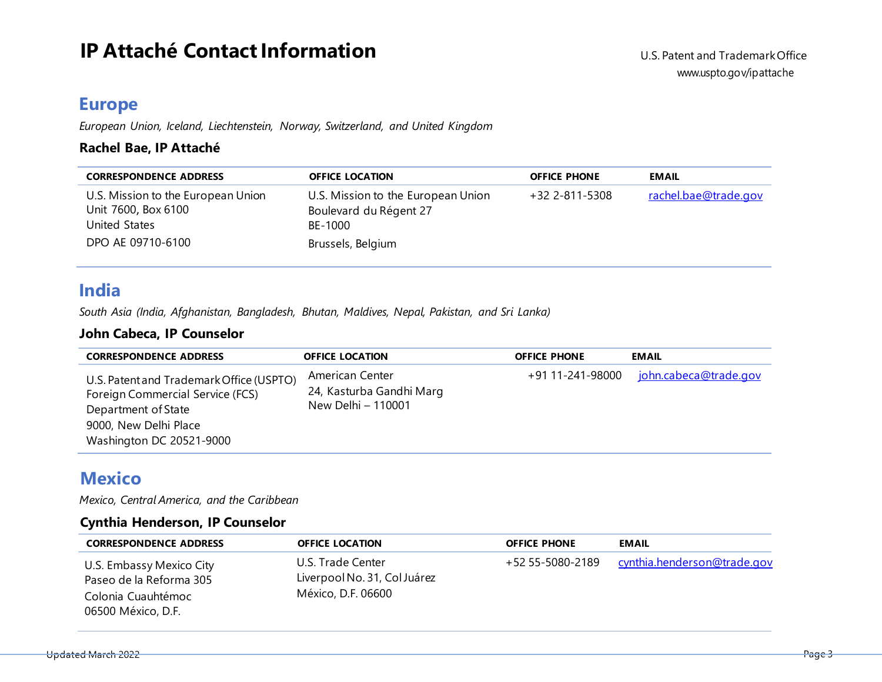# IP Attaché Contact Information

U.S. Patent and Trademark Office
www.uspto.gov/ipattache

## Europe

*European Union, Iceland, Liechtenstein, Norway, Switzerland, and United Kingdom*

### Rachel Bae, IP Attaché

| CORRESPONDENCE ADDRESS | OFFICE LOCATION | OFFICE PHONE | EMAIL |
|---|---|---|---|
| U.S. Mission to the European Union<br>Unit 7600, Box 6100<br>United States<br>DPO AE 09710-6100 | U.S. Mission to the European Union<br>Boulevard du Régent 27<br>BE-1000<br>Brussels, Belgium | +32 2-811-5308 | rachel.bae@trade.gov |

## India

*South Asia (India, Afghanistan, Bangladesh, Bhutan, Maldives, Nepal, Pakistan, and Sri Lanka)*

### John Cabeca, IP Counselor

| CORRESPONDENCE ADDRESS | OFFICE LOCATION | OFFICE PHONE | EMAIL |
|---|---|---|---|
| U.S. Patent and Trademark Office (USPTO)<br>Foreign Commercial Service (FCS)<br>Department of State<br>9000, New Delhi Place<br>Washington DC 20521-9000 | American Center<br>24, Kasturba Gandhi Marg<br>New Delhi – 110001 | +91 11-241-98000 | john.cabeca@trade.gov |

## Mexico

*Mexico, Central America, and the Caribbean*

### Cynthia Henderson, IP Counselor

| CORRESPONDENCE ADDRESS | OFFICE LOCATION | OFFICE PHONE | EMAIL |
|---|---|---|---|
| U.S. Embassy Mexico City<br>Paseo de la Reforma 305<br>Colonia Cuauhtémoc<br>06500 México, D.F. | U.S. Trade Center<br>Liverpool No. 31, Col Juárez<br>México, D.F. 06600 | +52 55-5080-2189 | cynthia.henderson@trade.gov |

Updated March 2022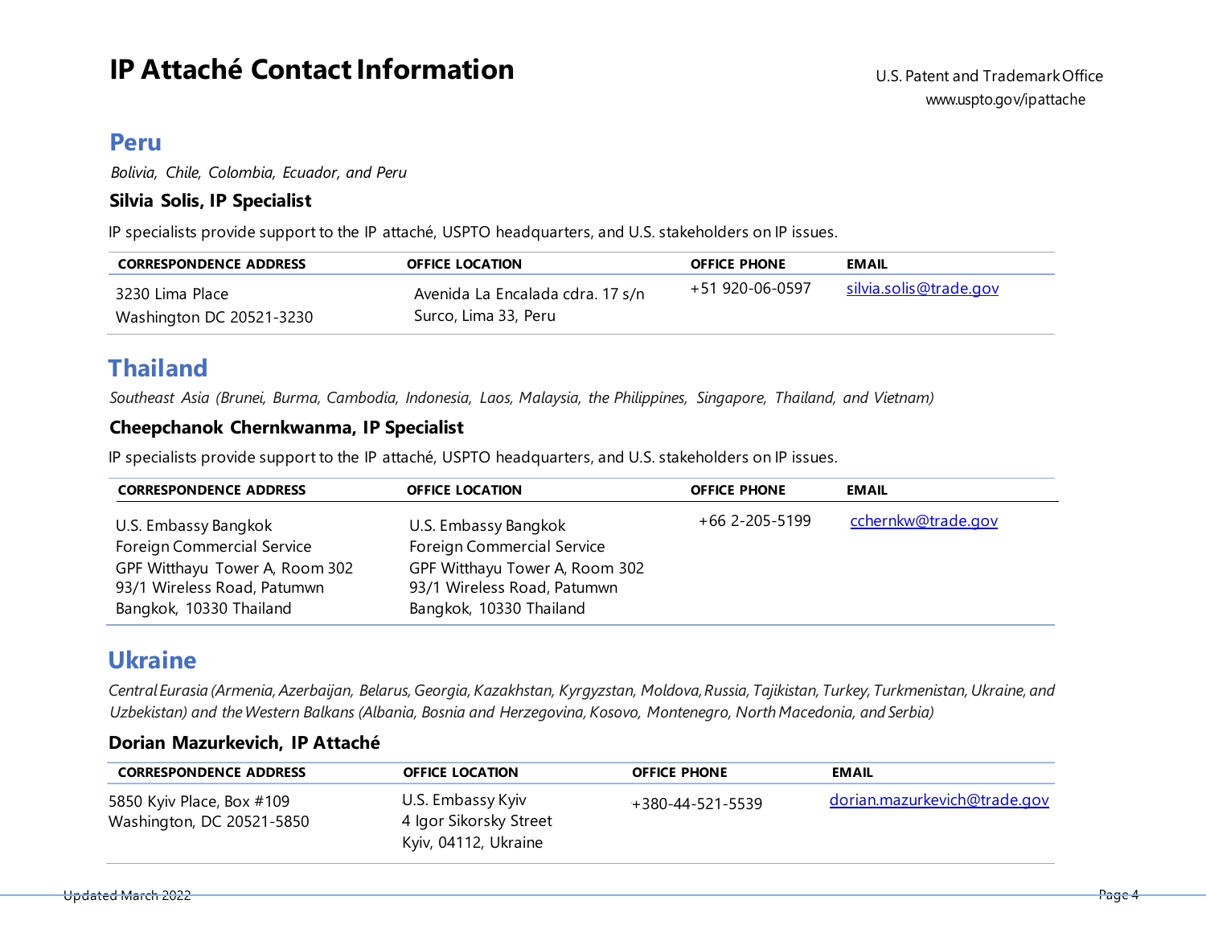# IP Attaché Contact Information

U.S. Patent and Trademark Office
www.uspto.gov/ipattache

## Peru

*Bolivia, Chile, Colombia, Ecuador, and Peru*

### Silvia Solis, IP Specialist

IP specialists provide support to the IP attaché, USPTO headquarters, and U.S. stakeholders on IP issues.

| CORRESPONDENCE ADDRESS | OFFICE LOCATION | OFFICE PHONE | EMAIL |
|---|---|---|---|
| 3230 Lima Place<br>Washington DC 20521-3230 | Avenida La Encalada cdra. 17 s/n<br>Surco, Lima 33, Peru | +51 920-06-0597 | silvia.solis@trade.gov |

## Thailand

*Southeast Asia (Brunei, Burma, Cambodia, Indonesia, Laos, Malaysia, the Philippines, Singapore, Thailand, and Vietnam)*

### Cheepchanok Chernkwanma, IP Specialist

IP specialists provide support to the IP attaché, USPTO headquarters, and U.S. stakeholders on IP issues.

| CORRESPONDENCE ADDRESS | OFFICE LOCATION | OFFICE PHONE | EMAIL |
|---|---|---|---|
| U.S. Embassy Bangkok<br>Foreign Commercial Service<br>GPF Witthayu Tower A, Room 302<br>93/1 Wireless Road, Patumwn<br>Bangkok, 10330 Thailand | U.S. Embassy Bangkok<br>Foreign Commercial Service<br>GPF Witthayu Tower A, Room 302<br>93/1 Wireless Road, Patumwn<br>Bangkok, 10330 Thailand | +66 2-205-5199 | cchernkw@trade.gov |

## Ukraine

*Central Eurasia (Armenia, Azerbaijan, Belarus, Georgia, Kazakhstan, Kyrgyzstan, Moldova, Russia, Tajikistan, Turkey, Turkmenistan, Ukraine, and Uzbekistan) and the Western Balkans (Albania, Bosnia and Herzegovina, Kosovo, Montenegro, North Macedonia, and Serbia)*

### Dorian Mazurkevich, IP Attaché

| CORRESPONDENCE ADDRESS | OFFICE LOCATION | OFFICE PHONE | EMAIL |
|---|---|---|---|
| 5850 Kyiv Place, Box #109<br>Washington, DC 20521-5850 | U.S. Embassy Kyiv<br>4 Igor Sikorsky Street<br>Kyiv, 04112, Ukraine | +380-44-521-5539 | dorian.mazurkevich@trade.gov |

Updated March 2022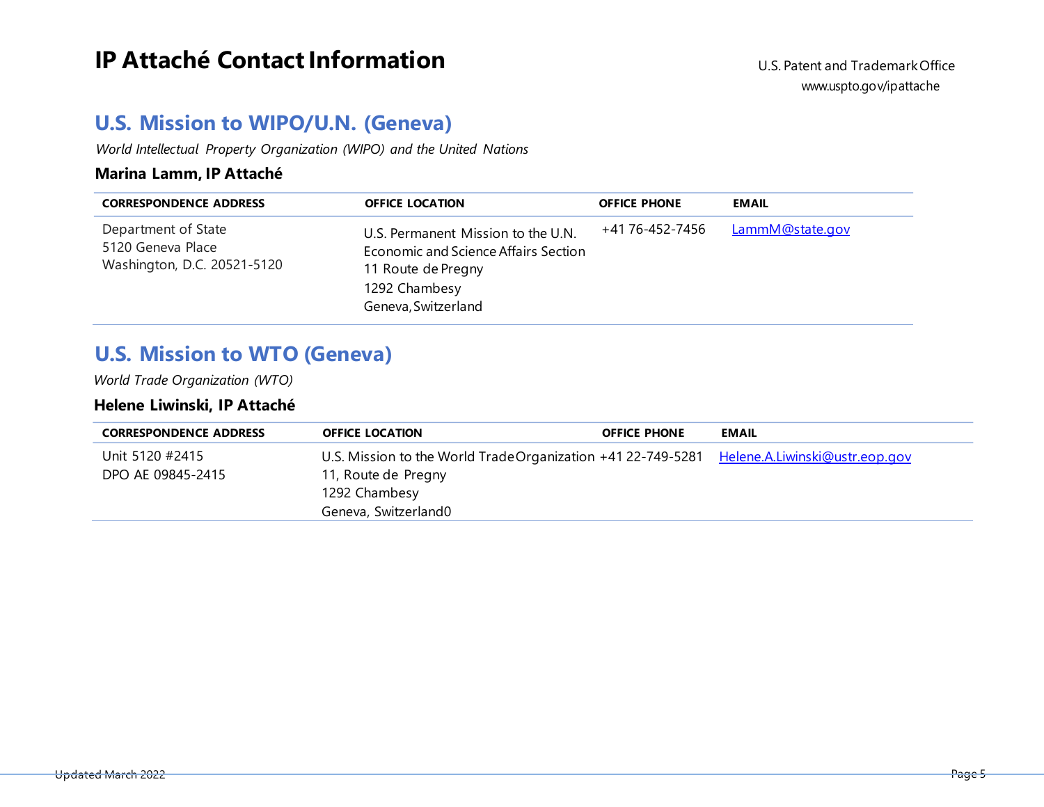# IP Attaché Contact Information

U.S. Patent and Trademark Office
www.uspto.gov/ipattache

## U.S. Mission to WIPO/U.N. (Geneva)

*World Intellectual Property Organization (WIPO) and the United Nations*

### Marina Lamm, IP Attaché

| CORRESPONDENCE ADDRESS | OFFICE LOCATION | OFFICE PHONE | EMAIL |
| --- | --- | --- | --- |
| Department of State<br>5120 Geneva Place<br>Washington, D.C. 20521-5120 | U.S. Permanent Mission to the U.N.<br>Economic and Science Affairs Section<br>11 Route de Pregny<br>1292 Chambesy<br>Geneva, Switzerland | +41 76-452-7456 | LammM@state.gov |

## U.S. Mission to WTO (Geneva)

*World Trade Organization (WTO)*

### Helene Liwinski, IP Attaché

| CORRESPONDENCE ADDRESS | OFFICE LOCATION | OFFICE PHONE | EMAIL |
| --- | --- | --- | --- |
| Unit 5120 #2415<br>DPO AE 09845-2415 | U.S. Mission to the World Trade Organization<br>11, Route de Pregny<br>1292 Chambesy<br>Geneva, Switzerland0 | +41 22-749-5281 | Helene.A.Liwinski@ustr.eop.gov |

Updated March 2022